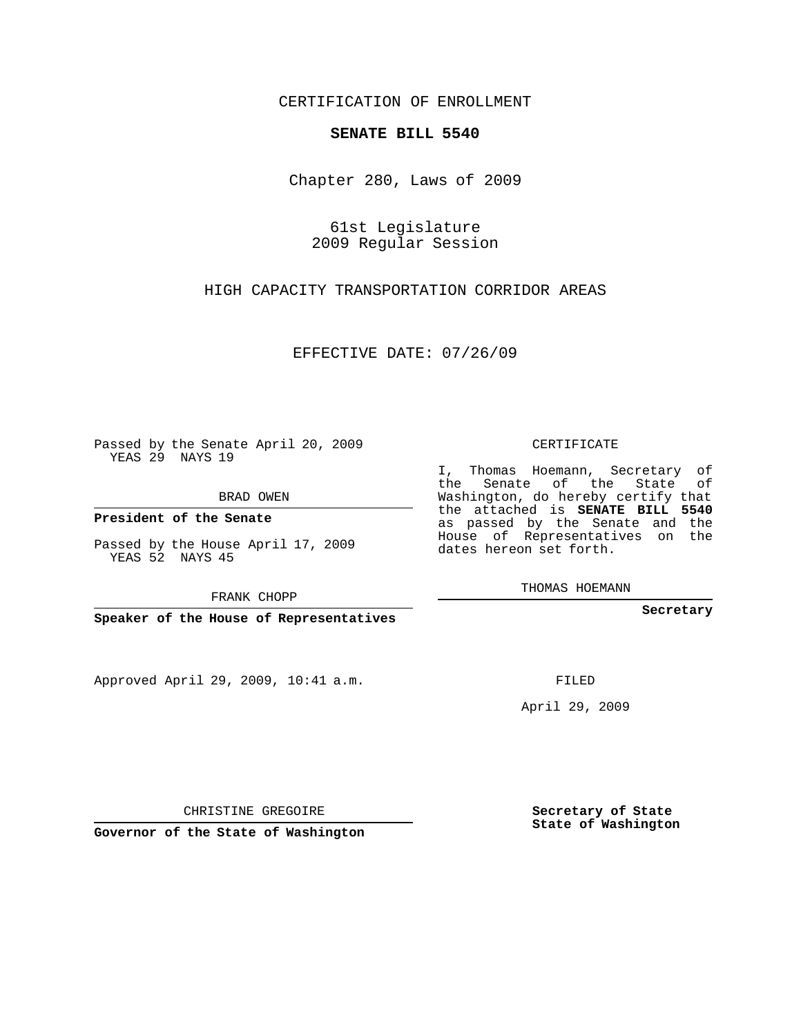CERTIFICATION OF ENROLLMENT

**SENATE BILL 5540**

Chapter 280, Laws of 2009

61st Legislature
2009 Regular Session

HIGH CAPACITY TRANSPORTATION CORRIDOR AREAS

EFFECTIVE DATE: 07/26/09

Passed by the Senate April 20, 2009
YEAS 29 NAYS 19

BRAD OWEN

**President of the Senate**

Passed by the House April 17, 2009
YEAS 52 NAYS 45

FRANK CHOPP

**Speaker of the House of Representatives**

CERTIFICATE

I, Thomas Hoemann, Secretary of the Senate of the State of Washington, do hereby certify that the attached is **SENATE BILL 5540** as passed by the Senate and the House of Representatives on the dates hereon set forth.

THOMAS HOEMANN

**Secretary**

Approved April 29, 2009, 10:41 a.m.

FILED

April 29, 2009

CHRISTINE GREGOIRE

**Governor of the State of Washington**

**Secretary of State**
**State of Washington**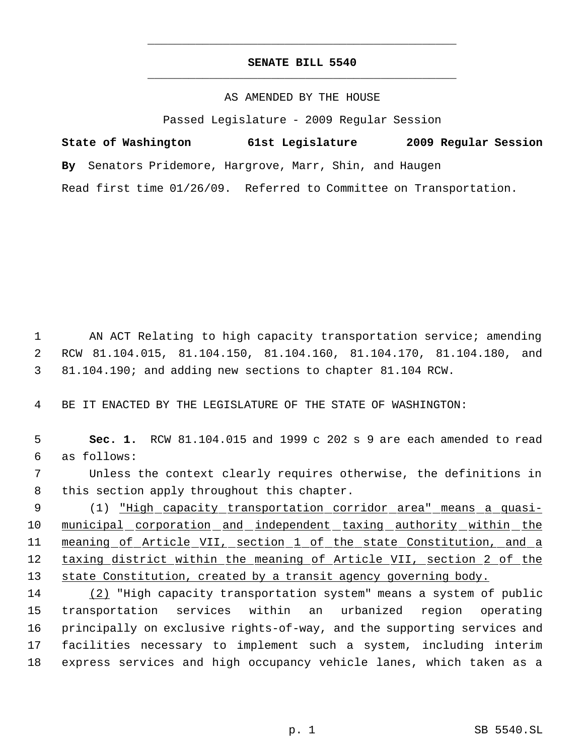# SENATE BILL 5540

AS AMENDED BY THE HOUSE

Passed Legislature - 2009 Regular Session

**State of Washington 61st Legislature 2009 Regular Session**

**By** Senators Pridemore, Hargrove, Marr, Shin, and Haugen

Read first time 01/26/09. Referred to Committee on Transportation.

AN ACT Relating to high capacity transportation service; amending RCW 81.104.015, 81.104.150, 81.104.160, 81.104.170, 81.104.180, and 81.104.190; and adding new sections to chapter 81.104 RCW.

BE IT ENACTED BY THE LEGISLATURE OF THE STATE OF WASHINGTON:

**Sec. 1.** RCW 81.104.015 and 1999 c 202 s 9 are each amended to read as follows:

Unless the context clearly requires otherwise, the definitions in this section apply throughout this chapter.

(1) <u>"High capacity transportation corridor area" means a quasi-municipal corporation and independent taxing authority within the meaning of Article VII, section 1 of the state Constitution, and a taxing district within the meaning of Article VII, section 2 of the state Constitution, created by a transit agency governing body.</u>

<u>(2)</u> "High capacity transportation system" means a system of public transportation services within an urbanized region operating principally on exclusive rights-of-way, and the supporting services and facilities necessary to implement such a system, including interim express services and high occupancy vehicle lanes, which taken as a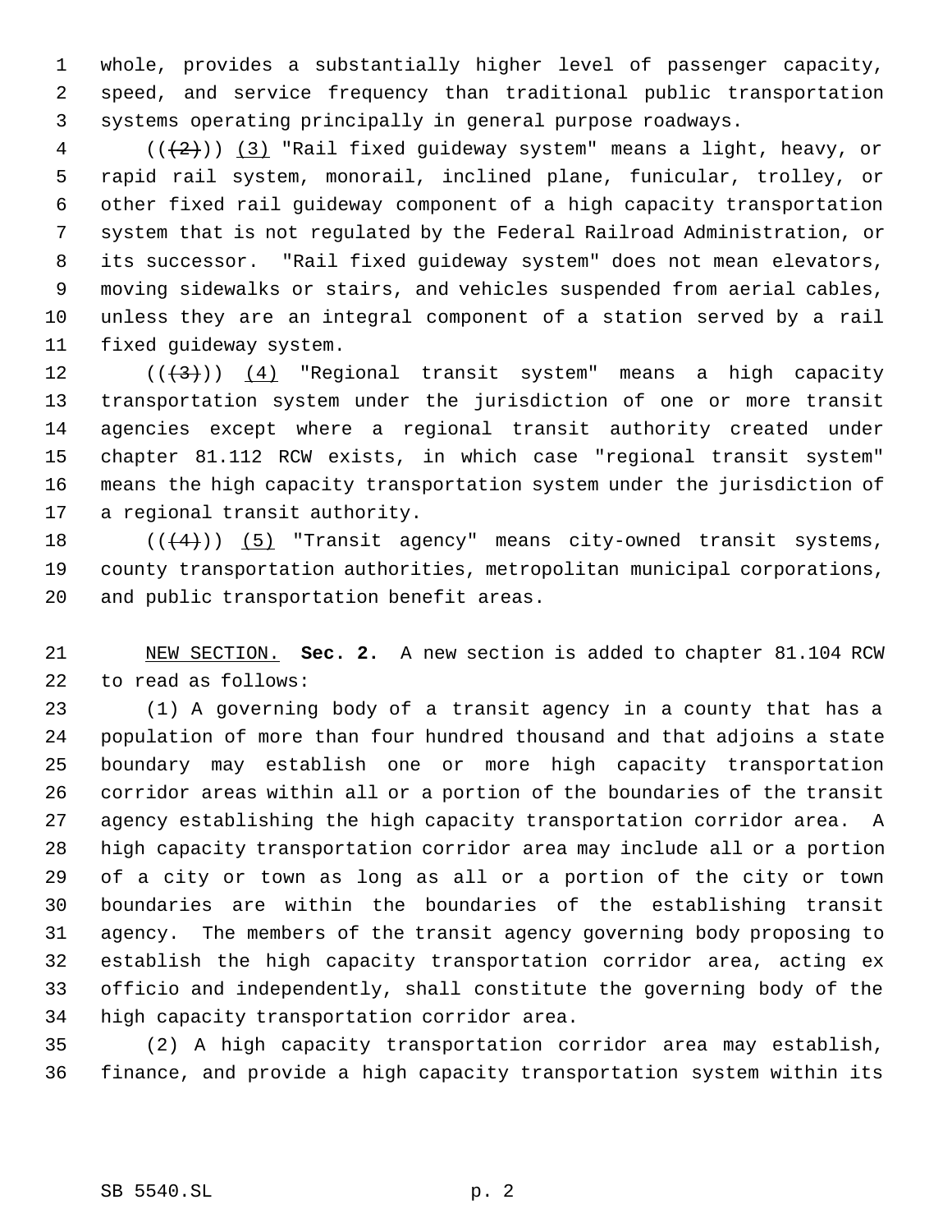whole, provides a substantially higher level of passenger capacity, speed, and service frequency than traditional public transportation systems operating principally in general purpose roadways.

(((2))) <u>(3)</u> "Rail fixed guideway system" means a light, heavy, or rapid rail system, monorail, inclined plane, funicular, trolley, or other fixed rail guideway component of a high capacity transportation system that is not regulated by the Federal Railroad Administration, or its successor. "Rail fixed guideway system" does not mean elevators, moving sidewalks or stairs, and vehicles suspended from aerial cables, unless they are an integral component of a station served by a rail fixed guideway system.

(((3))) <u>(4)</u> "Regional transit system" means a high capacity transportation system under the jurisdiction of one or more transit agencies except where a regional transit authority created under chapter 81.112 RCW exists, in which case "regional transit system" means the high capacity transportation system under the jurisdiction of a regional transit authority.

(((4))) <u>(5)</u> "Transit agency" means city-owned transit systems, county transportation authorities, metropolitan municipal corporations, and public transportation benefit areas.

<u>NEW SECTION.</u> **Sec. 2.** A new section is added to chapter 81.104 RCW to read as follows:

(1) A governing body of a transit agency in a county that has a population of more than four hundred thousand and that adjoins a state boundary may establish one or more high capacity transportation corridor areas within all or a portion of the boundaries of the transit agency establishing the high capacity transportation corridor area. A high capacity transportation corridor area may include all or a portion of a city or town as long as all or a portion of the city or town boundaries are within the boundaries of the establishing transit agency. The members of the transit agency governing body proposing to establish the high capacity transportation corridor area, acting ex officio and independently, shall constitute the governing body of the high capacity transportation corridor area.

(2) A high capacity transportation corridor area may establish, finance, and provide a high capacity transportation system within its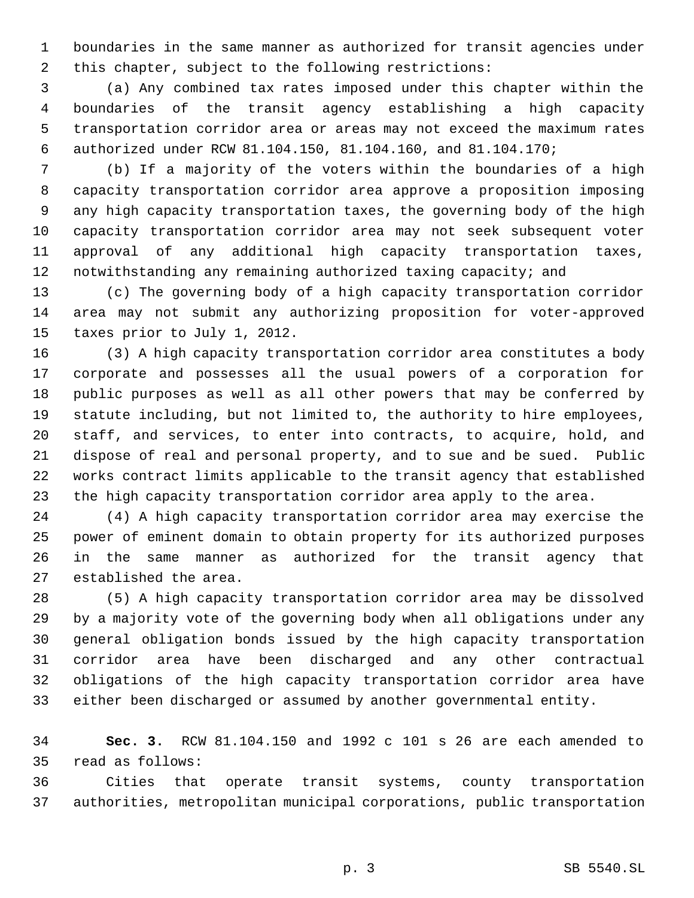boundaries in the same manner as authorized for transit agencies under this chapter, subject to the following restrictions:

(a) Any combined tax rates imposed under this chapter within the boundaries of the transit agency establishing a high capacity transportation corridor area or areas may not exceed the maximum rates authorized under RCW 81.104.150, 81.104.160, and 81.104.170;

(b) If a majority of the voters within the boundaries of a high capacity transportation corridor area approve a proposition imposing any high capacity transportation taxes, the governing body of the high capacity transportation corridor area may not seek subsequent voter approval of any additional high capacity transportation taxes, notwithstanding any remaining authorized taxing capacity; and

(c) The governing body of a high capacity transportation corridor area may not submit any authorizing proposition for voter-approved taxes prior to July 1, 2012.

(3) A high capacity transportation corridor area constitutes a body corporate and possesses all the usual powers of a corporation for public purposes as well as all other powers that may be conferred by statute including, but not limited to, the authority to hire employees, staff, and services, to enter into contracts, to acquire, hold, and dispose of real and personal property, and to sue and be sued. Public works contract limits applicable to the transit agency that established the high capacity transportation corridor area apply to the area.

(4) A high capacity transportation corridor area may exercise the power of eminent domain to obtain property for its authorized purposes in the same manner as authorized for the transit agency that established the area.

(5) A high capacity transportation corridor area may be dissolved by a majority vote of the governing body when all obligations under any general obligation bonds issued by the high capacity transportation corridor area have been discharged and any other contractual obligations of the high capacity transportation corridor area have either been discharged or assumed by another governmental entity.

**Sec. 3.** RCW 81.104.150 and 1992 c 101 s 26 are each amended to read as follows:

Cities that operate transit systems, county transportation authorities, metropolitan municipal corporations, public transportation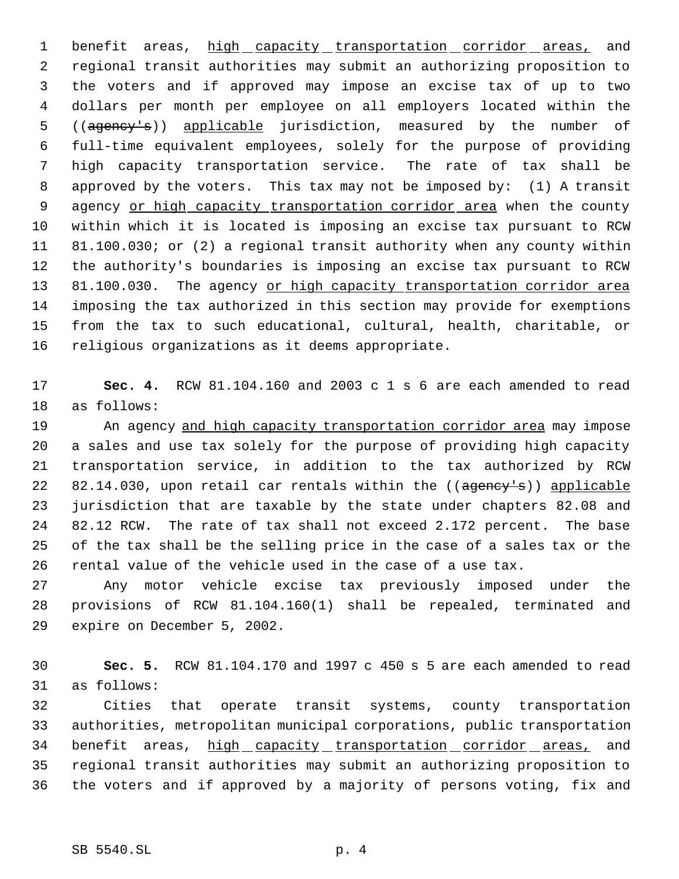benefit areas, high capacity transportation corridor areas, and regional transit authorities may submit an authorizing proposition to the voters and if approved may impose an excise tax of up to two dollars per month per employee on all employers located within the ((~~agency's~~)) applicable jurisdiction, measured by the number of full-time equivalent employees, solely for the purpose of providing high capacity transportation service. The rate of tax shall be approved by the voters. This tax may not be imposed by: (1) A transit agency or high capacity transportation corridor area when the county within which it is located is imposing an excise tax pursuant to RCW 81.100.030; or (2) a regional transit authority when any county within the authority's boundaries is imposing an excise tax pursuant to RCW 81.100.030. The agency or high capacity transportation corridor area imposing the tax authorized in this section may provide for exemptions from the tax to such educational, cultural, health, charitable, or religious organizations as it deems appropriate.

**Sec. 4.** RCW 81.104.160 and 2003 c 1 s 6 are each amended to read as follows:

An agency and high capacity transportation corridor area may impose a sales and use tax solely for the purpose of providing high capacity transportation service, in addition to the tax authorized by RCW 82.14.030, upon retail car rentals within the ((~~agency's~~)) applicable jurisdiction that are taxable by the state under chapters 82.08 and 82.12 RCW. The rate of tax shall not exceed 2.172 percent. The base of the tax shall be the selling price in the case of a sales tax or the rental value of the vehicle used in the case of a use tax.

Any motor vehicle excise tax previously imposed under the provisions of RCW 81.104.160(1) shall be repealed, terminated and expire on December 5, 2002.

**Sec. 5.** RCW 81.104.170 and 1997 c 450 s 5 are each amended to read as follows:

Cities that operate transit systems, county transportation authorities, metropolitan municipal corporations, public transportation benefit areas, high capacity transportation corridor areas, and regional transit authorities may submit an authorizing proposition to the voters and if approved by a majority of persons voting, fix and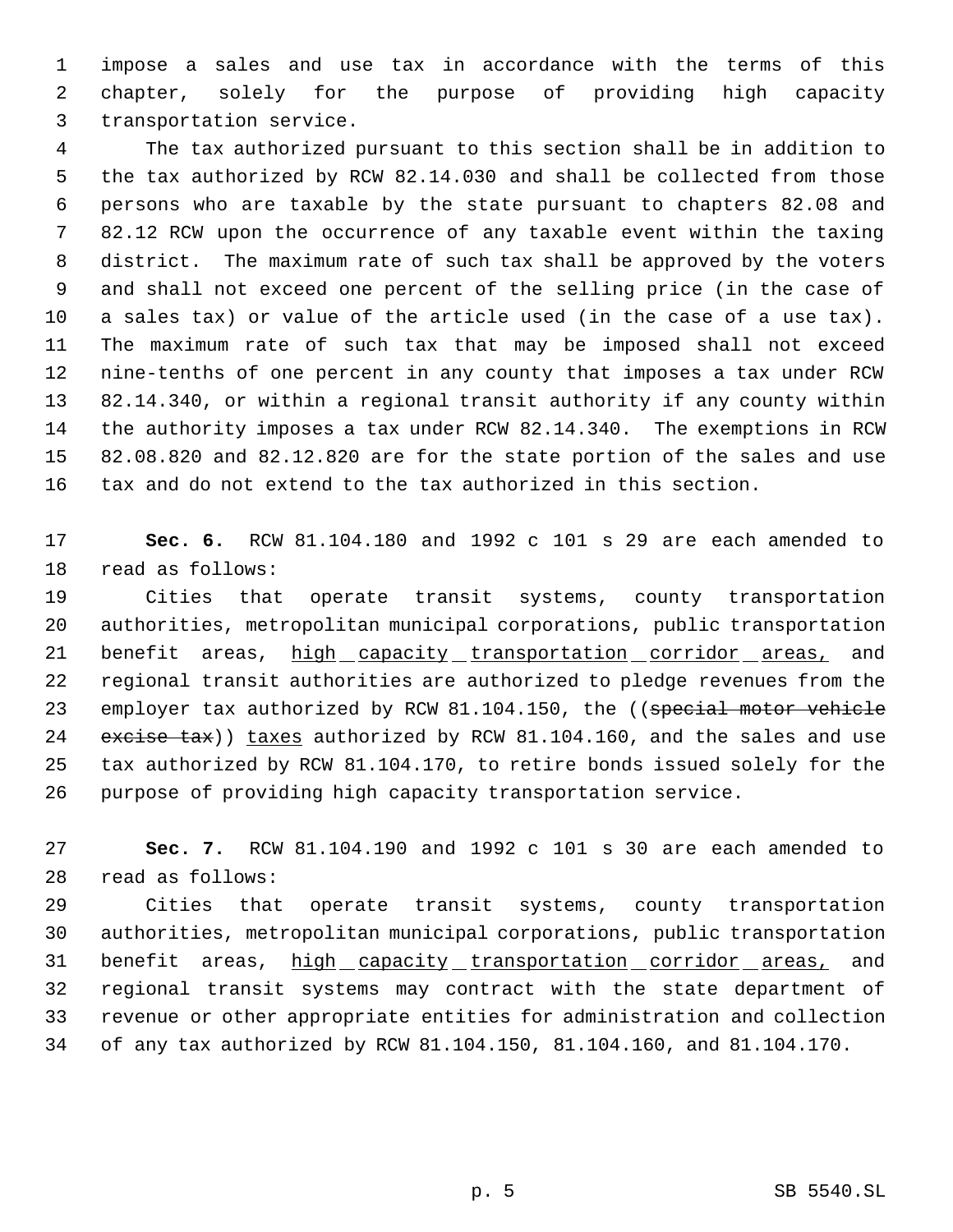impose a sales and use tax in accordance with the terms of this chapter, solely for the purpose of providing high capacity transportation service.

The tax authorized pursuant to this section shall be in addition to the tax authorized by RCW 82.14.030 and shall be collected from those persons who are taxable by the state pursuant to chapters 82.08 and 82.12 RCW upon the occurrence of any taxable event within the taxing district. The maximum rate of such tax shall be approved by the voters and shall not exceed one percent of the selling price (in the case of a sales tax) or value of the article used (in the case of a use tax). The maximum rate of such tax that may be imposed shall not exceed nine-tenths of one percent in any county that imposes a tax under RCW 82.14.340, or within a regional transit authority if any county within the authority imposes a tax under RCW 82.14.340. The exemptions in RCW 82.08.820 and 82.12.820 are for the state portion of the sales and use tax and do not extend to the tax authorized in this section.

**Sec. 6.** RCW 81.104.180 and 1992 c 101 s 29 are each amended to read as follows:

Cities that operate transit systems, county transportation authorities, metropolitan municipal corporations, public transportation benefit areas, <u>high capacity transportation corridor areas,</u> and regional transit authorities are authorized to pledge revenues from the employer tax authorized by RCW 81.104.150, the ((~~special motor vehicle excise tax~~)) <u>taxes</u> authorized by RCW 81.104.160, and the sales and use tax authorized by RCW 81.104.170, to retire bonds issued solely for the purpose of providing high capacity transportation service.

**Sec. 7.** RCW 81.104.190 and 1992 c 101 s 30 are each amended to read as follows:

Cities that operate transit systems, county transportation authorities, metropolitan municipal corporations, public transportation benefit areas, <u>high capacity transportation corridor areas,</u> and regional transit systems may contract with the state department of revenue or other appropriate entities for administration and collection of any tax authorized by RCW 81.104.150, 81.104.160, and 81.104.170.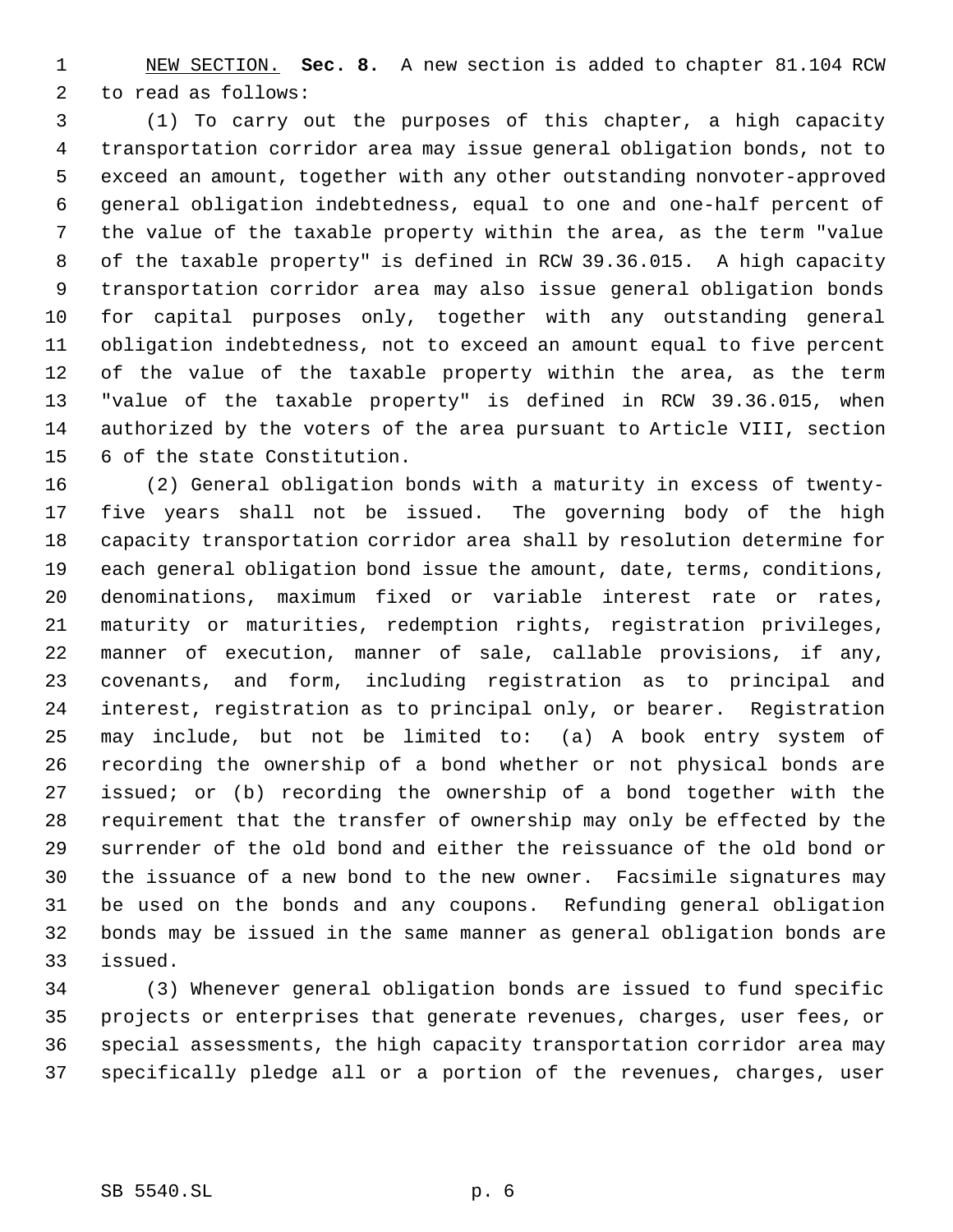NEW SECTION. **Sec. 8.** A new section is added to chapter 81.104 RCW to read as follows:

(1) To carry out the purposes of this chapter, a high capacity transportation corridor area may issue general obligation bonds, not to exceed an amount, together with any other outstanding nonvoter-approved general obligation indebtedness, equal to one and one-half percent of the value of the taxable property within the area, as the term "value of the taxable property" is defined in RCW 39.36.015. A high capacity transportation corridor area may also issue general obligation bonds for capital purposes only, together with any outstanding general obligation indebtedness, not to exceed an amount equal to five percent of the value of the taxable property within the area, as the term "value of the taxable property" is defined in RCW 39.36.015, when authorized by the voters of the area pursuant to Article VIII, section 6 of the state Constitution.

(2) General obligation bonds with a maturity in excess of twenty-five years shall not be issued. The governing body of the high capacity transportation corridor area shall by resolution determine for each general obligation bond issue the amount, date, terms, conditions, denominations, maximum fixed or variable interest rate or rates, maturity or maturities, redemption rights, registration privileges, manner of execution, manner of sale, callable provisions, if any, covenants, and form, including registration as to principal and interest, registration as to principal only, or bearer. Registration may include, but not be limited to: (a) A book entry system of recording the ownership of a bond whether or not physical bonds are issued; or (b) recording the ownership of a bond together with the requirement that the transfer of ownership may only be effected by the surrender of the old bond and either the reissuance of the old bond or the issuance of a new bond to the new owner. Facsimile signatures may be used on the bonds and any coupons. Refunding general obligation bonds may be issued in the same manner as general obligation bonds are issued.

(3) Whenever general obligation bonds are issued to fund specific projects or enterprises that generate revenues, charges, user fees, or special assessments, the high capacity transportation corridor area may specifically pledge all or a portion of the revenues, charges, user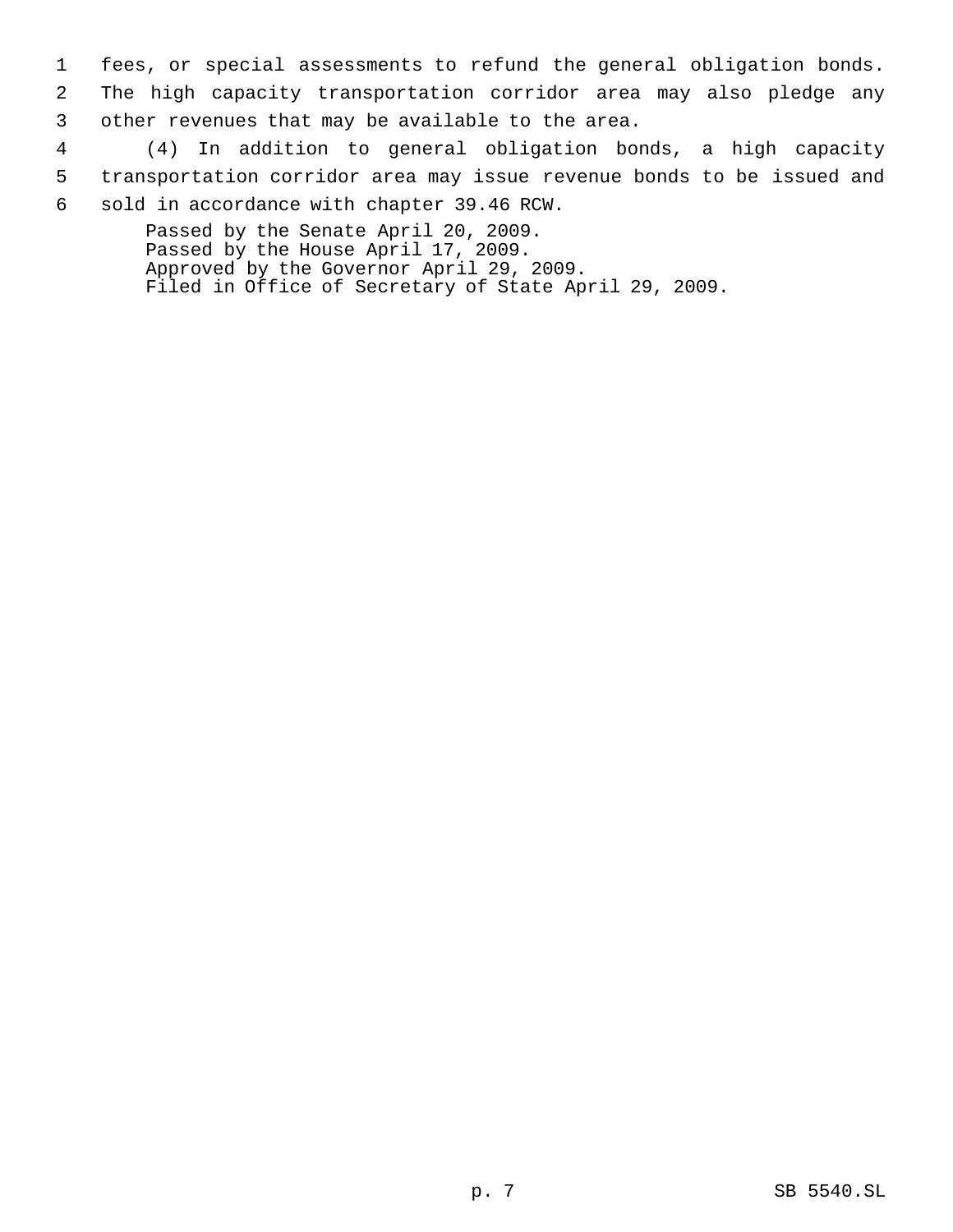fees, or special assessments to refund the general obligation bonds. The high capacity transportation corridor area may also pledge any other revenues that may be available to the area.

(4) In addition to general obligation bonds, a high capacity transportation corridor area may issue revenue bonds to be issued and sold in accordance with chapter 39.46 RCW.

Passed by the Senate April 20, 2009.
Passed by the House April 17, 2009.
Approved by the Governor April 29, 2009.
Filed in Office of Secretary of State April 29, 2009.